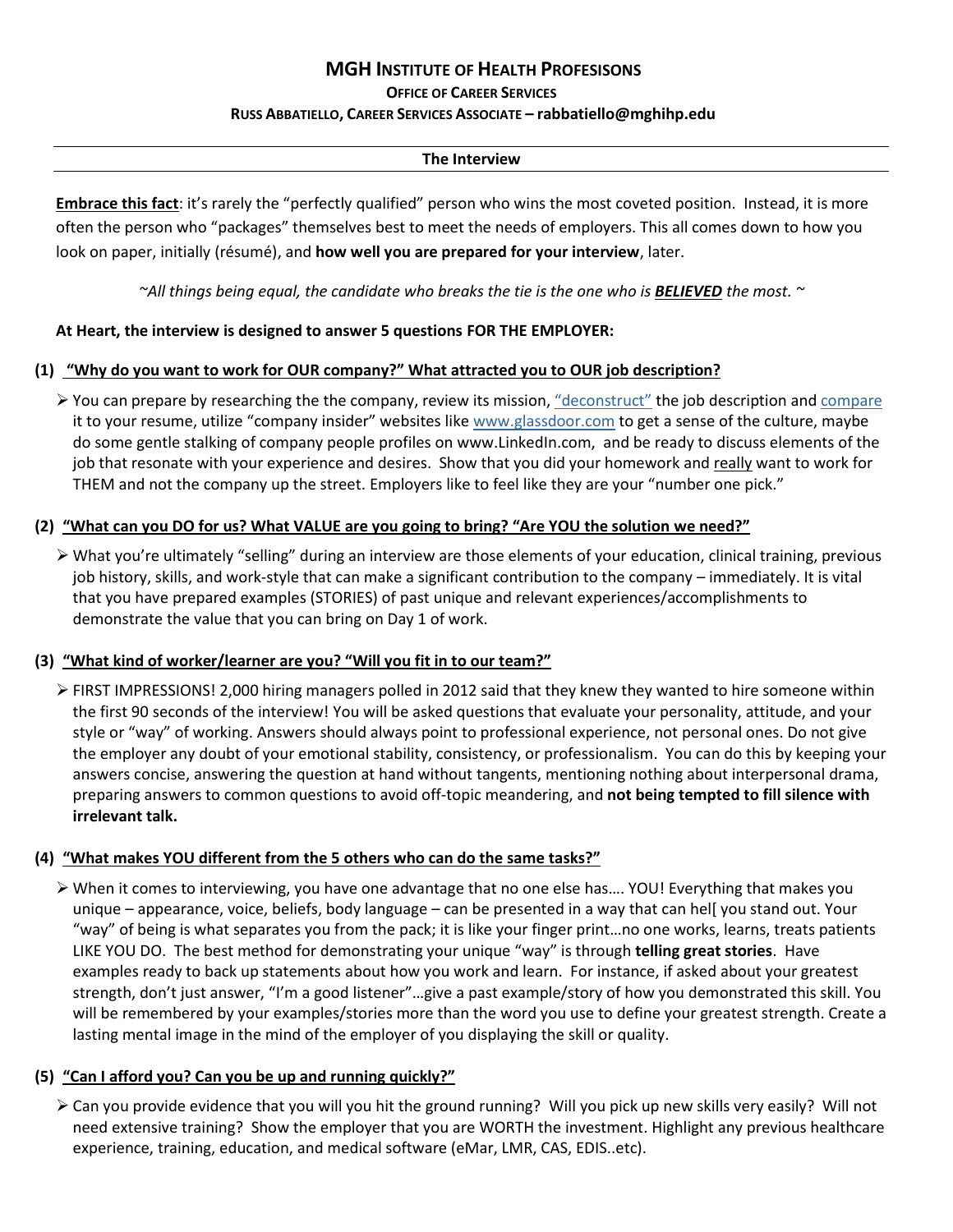# MGH INSTITUTE OF HEALTH PROFESISONS

**OFFICE OF CAREER SERVICES**

**RUSS ABBATIELLO, CAREER SERVICES ASSOCIATE – rabbatiello@mghihp.edu**

---

## The Interview

---

**Embrace this fact**: it's rarely the "perfectly qualified" person who wins the most coveted position. Instead, it is more often the person who "packages" themselves best to meet the needs of employers. This all comes down to how you look on paper, initially (résumé), and **how well you are prepared for your interview**, later.

*~All things being equal, the candidate who breaks the tie is the one who is **BELIEVED** the most. ~*

**At Heart, the interview is designed to answer 5 questions FOR THE EMPLOYER:**

### (1) "Why do you want to work for OUR company?" What attracted you to OUR job description?

- You can prepare by researching the the company, review its mission, "deconstruct" the job description and compare it to your resume, utilize "company insider" websites like www.glassdoor.com to get a sense of the culture, maybe do some gentle stalking of company people profiles on www.LinkedIn.com, and be ready to discuss elements of the job that resonate with your experience and desires. Show that you did your homework and really want to work for THEM and not the company up the street. Employers like to feel like they are your "number one pick."

### (2) "What can you DO for us? What VALUE are you going to bring? "Are YOU the solution we need?"

- What you're ultimately "selling" during an interview are those elements of your education, clinical training, previous job history, skills, and work-style that can make a significant contribution to the company – immediately. It is vital that you have prepared examples (STORIES) of past unique and relevant experiences/accomplishments to demonstrate the value that you can bring on Day 1 of work.

### (3) "What kind of worker/learner are you? "Will you fit in to our team?"

- FIRST IMPRESSIONS! 2,000 hiring managers polled in 2012 said that they knew they wanted to hire someone within the first 90 seconds of the interview! You will be asked questions that evaluate your personality, attitude, and your style or "way" of working. Answers should always point to professional experience, not personal ones. Do not give the employer any doubt of your emotional stability, consistency, or professionalism. You can do this by keeping your answers concise, answering the question at hand without tangents, mentioning nothing about interpersonal drama, preparing answers to common questions to avoid off-topic meandering, and **not being tempted to fill silence with irrelevant talk.**

### (4) "What makes YOU different from the 5 others who can do the same tasks?"

- When it comes to interviewing, you have one advantage that no one else has…. YOU! Everything that makes you unique – appearance, voice, beliefs, body language – can be presented in a way that can hel[ you stand out. Your "way" of being is what separates you from the pack; it is like your finger print…no one works, learns, treats patients LIKE YOU DO. The best method for demonstrating your unique "way" is through **telling great stories**. Have examples ready to back up statements about how you work and learn. For instance, if asked about your greatest strength, don't just answer, "I'm a good listener"…give a past example/story of how you demonstrated this skill. You will be remembered by your examples/stories more than the word you use to define your greatest strength. Create a lasting mental image in the mind of the employer of you displaying the skill or quality.

### (5) "Can I afford you? Can you be up and running quickly?"

- Can you provide evidence that you will you hit the ground running? Will you pick up new skills very easily? Will not need extensive training? Show the employer that you are WORTH the investment. Highlight any previous healthcare experience, training, education, and medical software (eMar, LMR, CAS, EDIS..etc).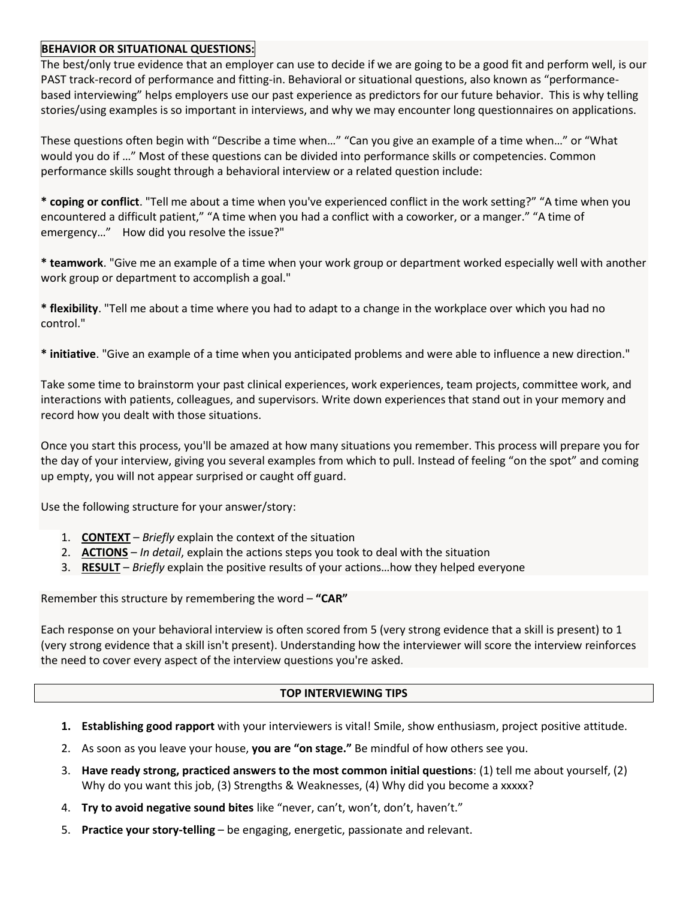## BEHAVIOR OR SITUATIONAL QUESTIONS:

The best/only true evidence that an employer can use to decide if we are going to be a good fit and perform well, is our PAST track-record of performance and fitting-in. Behavioral or situational questions, also known as "performance-based interviewing" helps employers use our past experience as predictors for our future behavior. This is why telling stories/using examples is so important in interviews, and why we may encounter long questionnaires on applications.

These questions often begin with "Describe a time when…" "Can you give an example of a time when…" or "What would you do if …" Most of these questions can be divided into performance skills or competencies. Common performance skills sought through a behavioral interview or a related question include:

**\* coping or conflict**. "Tell me about a time when you've experienced conflict in the work setting?" "A time when you encountered a difficult patient," "A time when you had a conflict with a coworker, or a manger." "A time of emergency…" How did you resolve the issue?"

**\* teamwork**. "Give me an example of a time when your work group or department worked especially well with another work group or department to accomplish a goal."

**\* flexibility**. "Tell me about a time where you had to adapt to a change in the workplace over which you had no control."

**\* initiative**. "Give an example of a time when you anticipated problems and were able to influence a new direction."

Take some time to brainstorm your past clinical experiences, work experiences, team projects, committee work, and interactions with patients, colleagues, and supervisors. Write down experiences that stand out in your memory and record how you dealt with those situations.

Once you start this process, you'll be amazed at how many situations you remember. This process will prepare you for the day of your interview, giving you several examples from which to pull. Instead of feeling "on the spot" and coming up empty, you will not appear surprised or caught off guard.

Use the following structure for your answer/story:

1. **CONTEXT** – *Briefly* explain the context of the situation
2. **ACTIONS** – *In detail*, explain the actions steps you took to deal with the situation
3. **RESULT** – *Briefly* explain the positive results of your actions…how they helped everyone

Remember this structure by remembering the word – **"CAR"**

Each response on your behavioral interview is often scored from 5 (very strong evidence that a skill is present) to 1 (very strong evidence that a skill isn't present). Understanding how the interviewer will score the interview reinforces the need to cover every aspect of the interview questions you're asked.

## TOP INTERVIEWING TIPS

1. **Establishing good rapport** with your interviewers is vital! Smile, show enthusiasm, project positive attitude.
2. As soon as you leave your house, **you are "on stage."** Be mindful of how others see you.
3. **Have ready strong, practiced answers to the most common initial questions**: (1) tell me about yourself, (2) Why do you want this job, (3) Strengths & Weaknesses, (4) Why did you become a xxxxx?
4. **Try to avoid negative sound bites** like "never, can't, won't, don't, haven't."
5. **Practice your story-telling** – be engaging, energetic, passionate and relevant.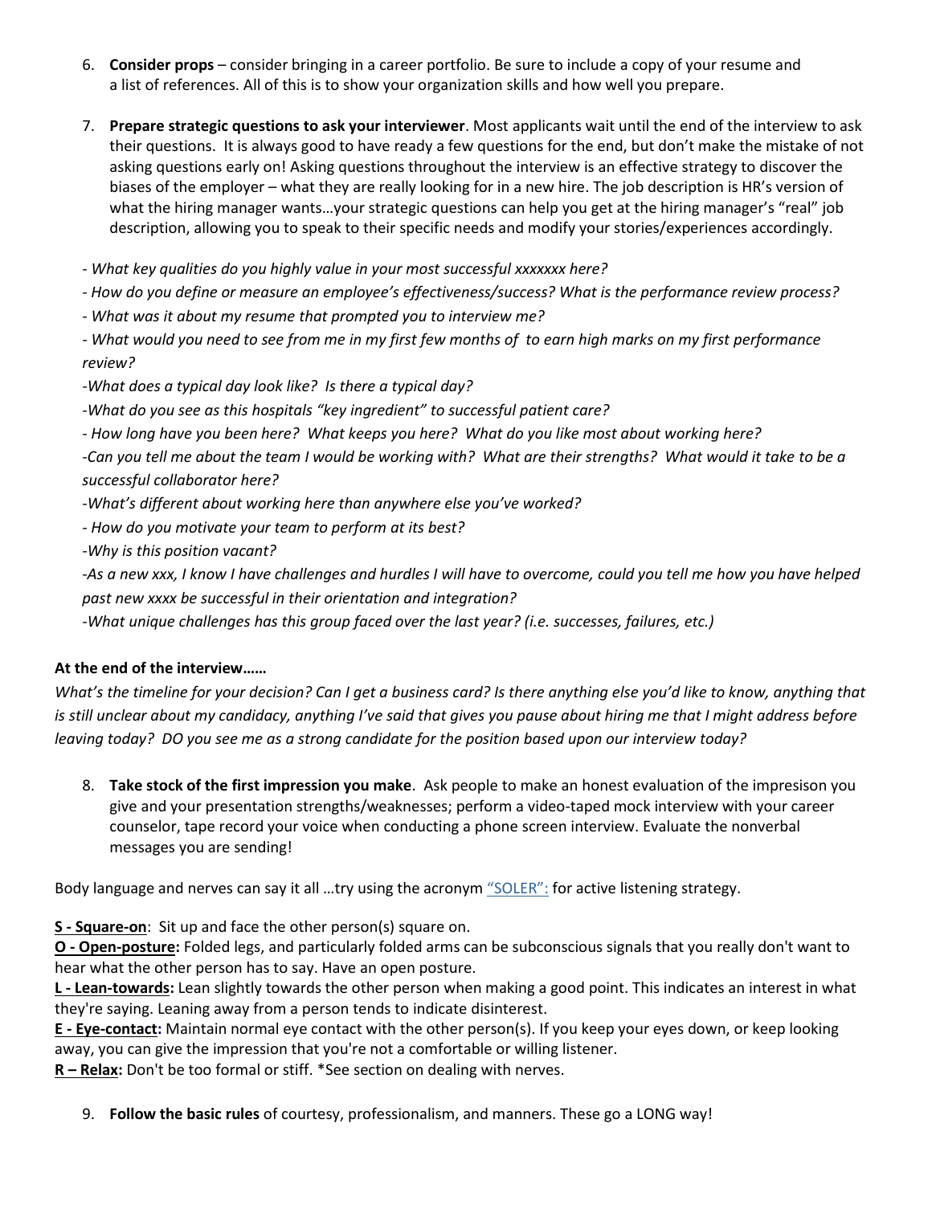6. **Consider props** – consider bringing in a career portfolio. Be sure to include a copy of your resume and a list of references. All of this is to show your organization skills and how well you prepare.

7. **Prepare strategic questions to ask your interviewer**. Most applicants wait until the end of the interview to ask their questions. It is always good to have ready a few questions for the end, but don't make the mistake of not asking questions early on! Asking questions throughout the interview is an effective strategy to discover the biases of the employer – what they are really looking for in a new hire. The job description is HR's version of what the hiring manager wants…your strategic questions can help you get at the hiring manager's "real" job description, allowing you to speak to their specific needs and modify your stories/experiences accordingly.

*- What key qualities do you highly value in your most successful xxxxxxx here?*

*- How do you define or measure an employee's effectiveness/success? What is the performance review process?*

*- What was it about my resume that prompted you to interview me?*

*- What would you need to see from me in my first few months of to earn high marks on my first performance review?*

*-What does a typical day look like? Is there a typical day?*

*-What do you see as this hospitals "key ingredient" to successful patient care?*

*- How long have you been here? What keeps you here? What do you like most about working here?*

*-Can you tell me about the team I would be working with? What are their strengths? What would it take to be a successful collaborator here?*

*-What's different about working here than anywhere else you've worked?*

*- How do you motivate your team to perform at its best?*

*-Why is this position vacant?*

*-As a new xxx, I know I have challenges and hurdles I will have to overcome, could you tell me how you have helped past new xxxx be successful in their orientation and integration?*

*-What unique challenges has this group faced over the last year? (i.e. successes, failures, etc.)*

**At the end of the interview……**

*What's the timeline for your decision? Can I get a business card? Is there anything else you'd like to know, anything that is still unclear about my candidacy, anything I've said that gives you pause about hiring me that I might address before leaving today? DO you see me as a strong candidate for the position based upon our interview today?*

8. **Take stock of the first impression you make**. Ask people to make an honest evaluation of the impresison you give and your presentation strengths/weaknesses; perform a video-taped mock interview with your career counselor, tape record your voice when conducting a phone screen interview. Evaluate the nonverbal messages you are sending!

Body language and nerves can say it all …try using the acronym "SOLER": for active listening strategy.

**S - Square-on**: Sit up and face the other person(s) square on.
**O - Open-posture:** Folded legs, and particularly folded arms can be subconscious signals that you really don't want to hear what the other person has to say. Have an open posture.
**L - Lean-towards:** Lean slightly towards the other person when making a good point. This indicates an interest in what they're saying. Leaning away from a person tends to indicate disinterest.
**E - Eye-contact:** Maintain normal eye contact with the other person(s). If you keep your eyes down, or keep looking away, you can give the impression that you're not a comfortable or willing listener.
**R – Relax:** Don't be too formal or stiff. *See section on dealing with nerves.

9. **Follow the basic rules** of courtesy, professionalism, and manners. These go a LONG way!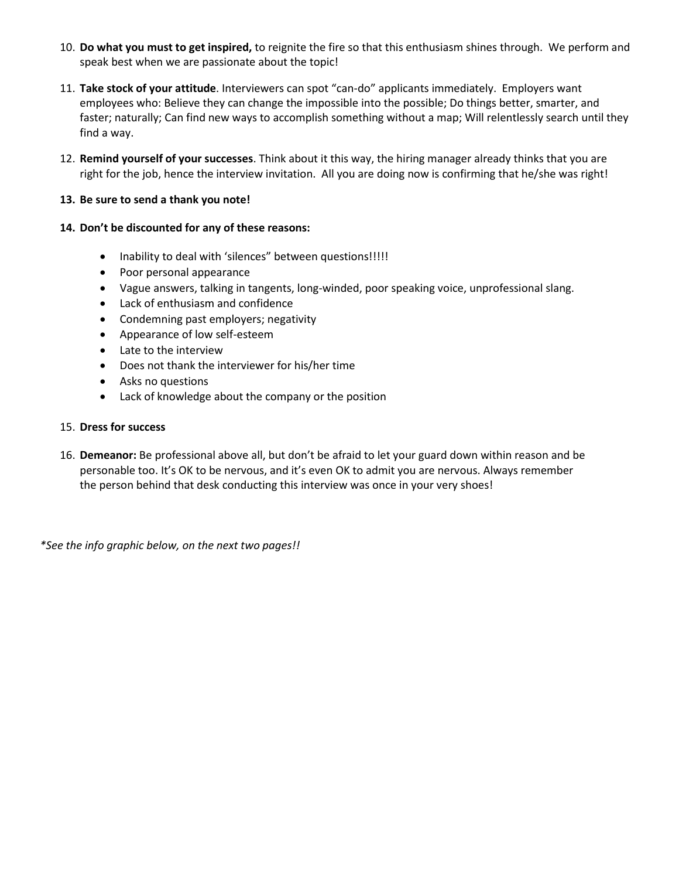10. **Do what you must to get inspired,** to reignite the fire so that this enthusiasm shines through. We perform and speak best when we are passionate about the topic!

11. **Take stock of your attitude**. Interviewers can spot "can-do" applicants immediately. Employers want employees who: Believe they can change the impossible into the possible; Do things better, smarter, and faster; naturally; Can find new ways to accomplish something without a map; Will relentlessly search until they find a way.

12. **Remind yourself of your successes**. Think about it this way, the hiring manager already thinks that you are right for the job, hence the interview invitation. All you are doing now is confirming that he/she was right!

13. **Be sure to send a thank you note!**

14. **Don't be discounted for any of these reasons:**

    - Inability to deal with 'silences" between questions!!!!!
    - Poor personal appearance
    - Vague answers, talking in tangents, long-winded, poor speaking voice, unprofessional slang.
    - Lack of enthusiasm and confidence
    - Condemning past employers; negativity
    - Appearance of low self-esteem
    - Late to the interview
    - Does not thank the interviewer for his/her time
    - Asks no questions
    - Lack of knowledge about the company or the position

15. **Dress for success**

16. **Demeanor:** Be professional above all, but don't be afraid to let your guard down within reason and be personable too. It's OK to be nervous, and it's even OK to admit you are nervous. Always remember the person behind that desk conducting this interview was once in your very shoes!

*\*See the info graphic below, on the next two pages!!*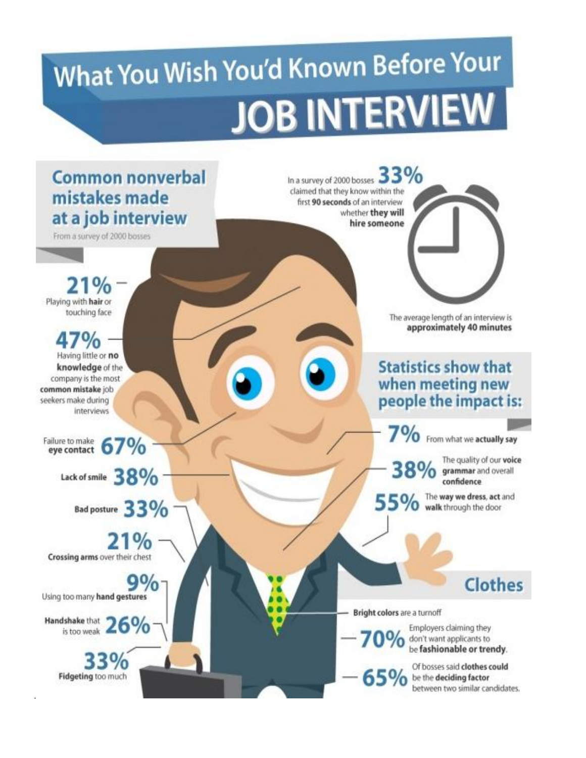# What You Wish You'd Known Before Your JOB INTERVIEW

## Common nonverbal mistakes made at a job interview

From a survey of 2000 bosses

- **21%** Playing with **hair** or touching face
- **47%** Having little or **no knowledge** of the company is the most **common mistake** job seekers make during interviews
- Failure to make **eye contact** **67%**
- **Lack of smile** **38%**
- **Bad posture** **33%**
- **21%** **Crossing arms** over their chest
- **9%** Using too many **hand gestures**
- **Handshake** that is too weak **26%**
- **33%** **Fidgeting** too much

In a survey of 2000 bosses **33%** claimed that they know within the first **90 seconds** of an interview whether **they will hire someone**

The average length of an interview is **approximately 40 minutes**

## Statistics show that when meeting new people the impact is:

- **7%** From what we **actually say**
- **38%** The quality of our **voice grammar** and overall **confidence**
- **55%** The **way we dress, act** and **walk** through the door

## Clothes

- **Bright colors** are a turnoff
- **70%** Employers claiming they don't want applicants to be **fashionable or trendy**.
- **65%** Of bosses said **clothes could** be the **deciding factor** between two similar candidates.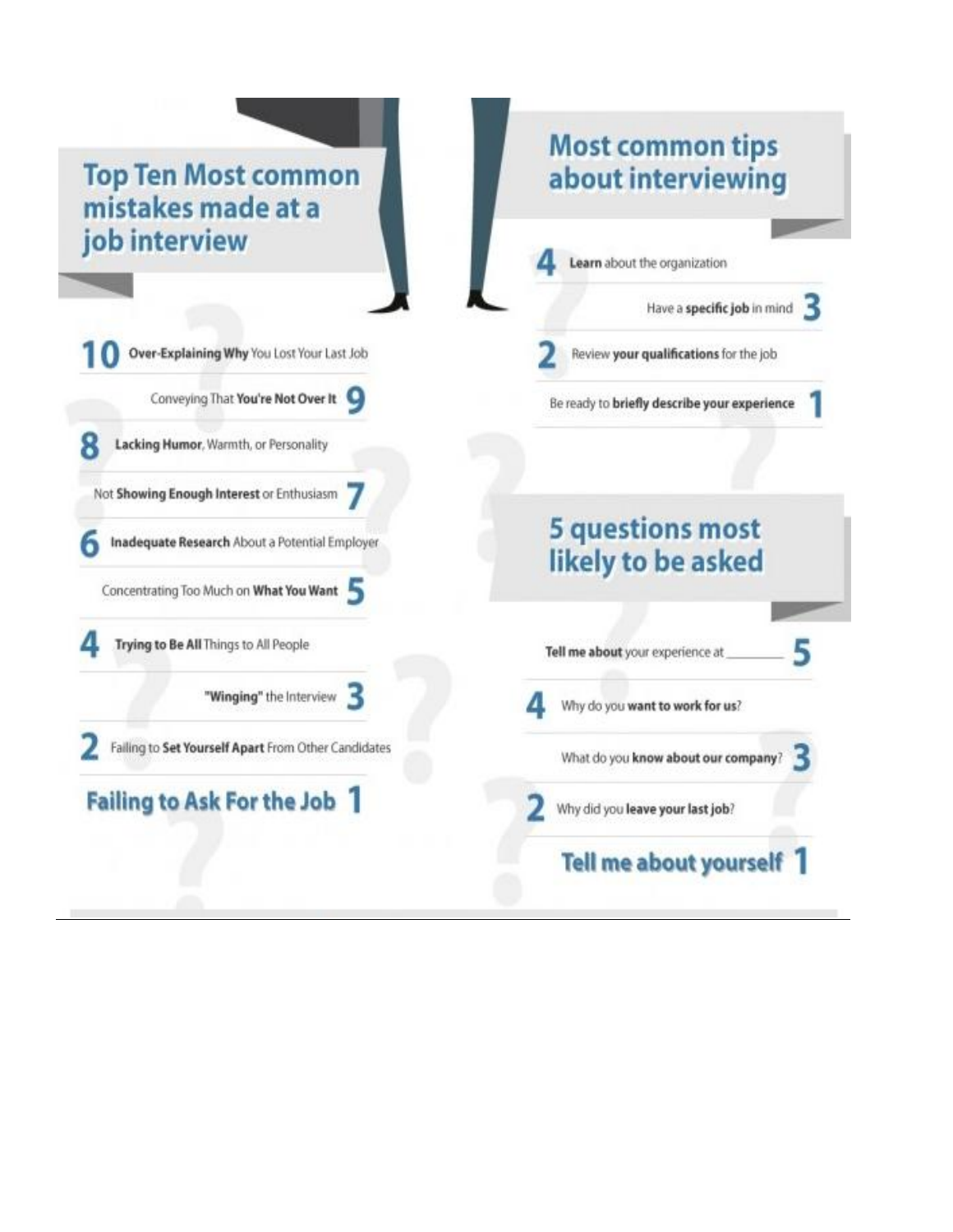## Top Ten Most common mistakes made at a job interview

10. **Over-Explaining Why** You Lost Your Last Job
9. Conveying That **You're Not Over It**
8. **Lacking Humor**, Warmth, or Personality
7. Not **Showing Enough Interest** or Enthusiasm
6. **Inadequate Research** About a Potential Employer
5. Concentrating Too Much on **What You Want**
4. **Trying to Be All** Things to All People
3. **"Winging"** the Interview
2. Failing to **Set Yourself Apart** From Other Candidates
1. **Failing to Ask For the Job**

## Most common tips about interviewing

4. **Learn** about the organization
3. Have a **specific job** in mind
2. Review **your qualifications** for the job
1. Be ready to **briefly describe your experience**

## 5 questions most likely to be asked

5. **Tell me about** your experience at ________
4. Why do you **want to work for us**?
3. What do you **know about our company**?
2. Why did you **leave your last job**?
1. **Tell me about yourself**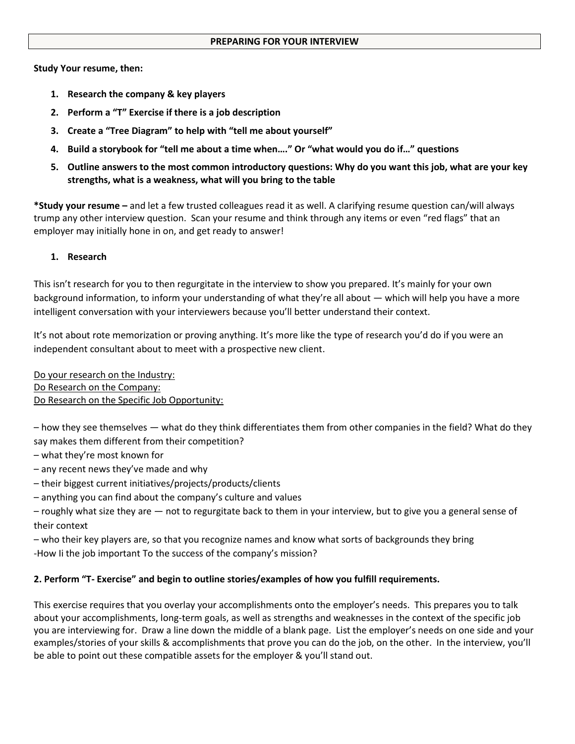# PREPARING FOR YOUR INTERVIEW

**Study Your resume, then:**

1. **Research the company & key players**
2. **Perform a "T" Exercise if there is a job description**
3. **Create a "Tree Diagram" to help with "tell me about yourself"**
4. **Build a storybook for "tell me about a time when…." Or "what would you do if…" questions**
5. **Outline answers to the most common introductory questions: Why do you want this job, what are your key strengths, what is a weakness, what will you bring to the table**

***Study your resume –** and let a few trusted colleagues read it as well. A clarifying resume question can/will always trump any other interview question. Scan your resume and think through any items or even "red flags" that an employer may initially hone in on, and get ready to answer!

**1. Research**

This isn't research for you to then regurgitate in the interview to show you prepared. It's mainly for your own background information, to inform your understanding of what they're all about — which will help you have a more intelligent conversation with your interviewers because you'll better understand their context.

It's not about rote memorization or proving anything. It's more like the type of research you'd do if you were an independent consultant about to meet with a prospective new client.

<u>Do your research on the Industry:</u>
<u>Do Research on the Company:</u>
<u>Do Research on the Specific Job Opportunity:</u>

– how they see themselves — what do they think differentiates them from other companies in the field? What do they say makes them different from their competition?
– what they're most known for
– any recent news they've made and why
– their biggest current initiatives/projects/products/clients
– anything you can find about the company's culture and values
– roughly what size they are — not to regurgitate back to them in your interview, but to give you a general sense of their context
– who their key players are, so that you recognize names and know what sorts of backgrounds they bring
-How Ii the job important To the success of the company's mission?

**2. Perform "T- Exercise" and begin to outline stories/examples of how you fulfill requirements.**

This exercise requires that you overlay your accomplishments onto the employer's needs. This prepares you to talk about your accomplishments, long-term goals, as well as strengths and weaknesses in the context of the specific job you are interviewing for. Draw a line down the middle of a blank page. List the employer's needs on one side and your examples/stories of your skills & accomplishments that prove you can do the job, on the other. In the interview, you'll be able to point out these compatible assets for the employer & you'll stand out.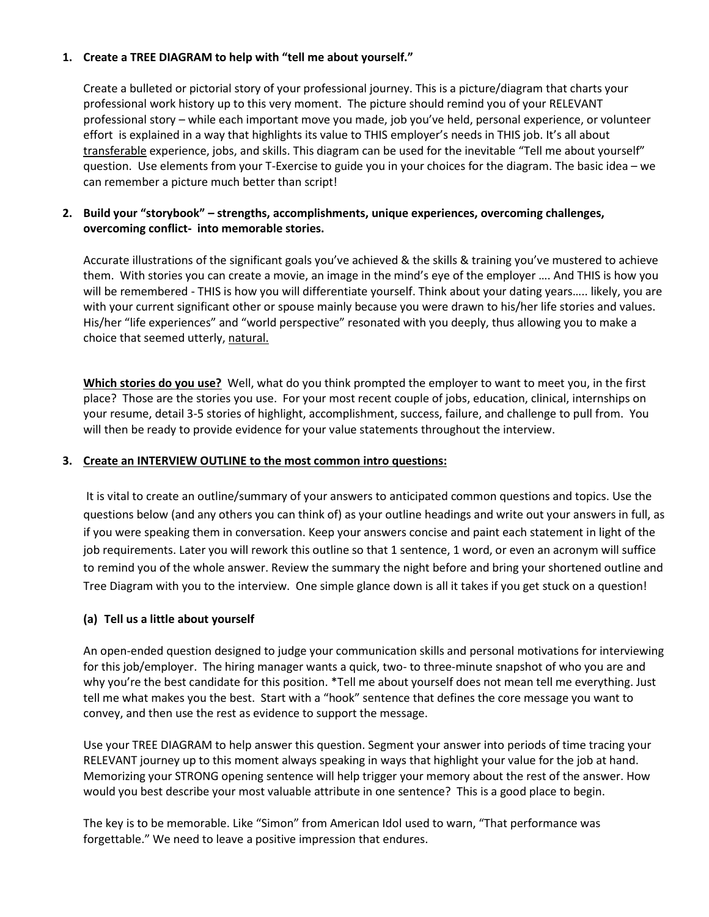1. **Create a TREE DIAGRAM to help with "tell me about yourself."**

   Create a bulleted or pictorial story of your professional journey. This is a picture/diagram that charts your professional work history up to this very moment. The picture should remind you of your RELEVANT professional story – while each important move you made, job you've held, personal experience, or volunteer effort is explained in a way that highlights its value to THIS employer's needs in THIS job. It's all about transferable experience, jobs, and skills. This diagram can be used for the inevitable "Tell me about yourself" question. Use elements from your T-Exercise to guide you in your choices for the diagram. The basic idea – we can remember a picture much better than script!

2. **Build your "storybook" – strengths, accomplishments, unique experiences, overcoming challenges, overcoming conflict- into memorable stories.**

   Accurate illustrations of the significant goals you've achieved & the skills & training you've mustered to achieve them. With stories you can create a movie, an image in the mind's eye of the employer …. And THIS is how you will be remembered - THIS is how you will differentiate yourself. Think about your dating years….. likely, you are with your current significant other or spouse mainly because you were drawn to his/her life stories and values. His/her "life experiences" and "world perspective" resonated with you deeply, thus allowing you to make a choice that seemed utterly, natural.

   **Which stories do you use?** Well, what do you think prompted the employer to want to meet you, in the first place? Those are the stories you use. For your most recent couple of jobs, education, clinical, internships on your resume, detail 3-5 stories of highlight, accomplishment, success, failure, and challenge to pull from. You will then be ready to provide evidence for your value statements throughout the interview.

3. **Create an INTERVIEW OUTLINE to the most common intro questions:**

   It is vital to create an outline/summary of your answers to anticipated common questions and topics. Use the questions below (and any others you can think of) as your outline headings and write out your answers in full, as if you were speaking them in conversation. Keep your answers concise and paint each statement in light of the job requirements. Later you will rework this outline so that 1 sentence, 1 word, or even an acronym will suffice to remind you of the whole answer. Review the summary the night before and bring your shortened outline and Tree Diagram with you to the interview. One simple glance down is all it takes if you get stuck on a question!

   **(a) Tell us a little about yourself**

   An open-ended question designed to judge your communication skills and personal motivations for interviewing for this job/employer. The hiring manager wants a quick, two- to three-minute snapshot of who you are and why you're the best candidate for this position. *Tell me about yourself does not mean tell me everything. Just tell me what makes you the best. Start with a "hook" sentence that defines the core message you want to convey, and then use the rest as evidence to support the message.

   Use your TREE DIAGRAM to help answer this question. Segment your answer into periods of time tracing your RELEVANT journey up to this moment always speaking in ways that highlight your value for the job at hand. Memorizing your STRONG opening sentence will help trigger your memory about the rest of the answer. How would you best describe your most valuable attribute in one sentence? This is a good place to begin.

   The key is to be memorable. Like "Simon" from American Idol used to warn, "That performance was forgettable." We need to leave a positive impression that endures.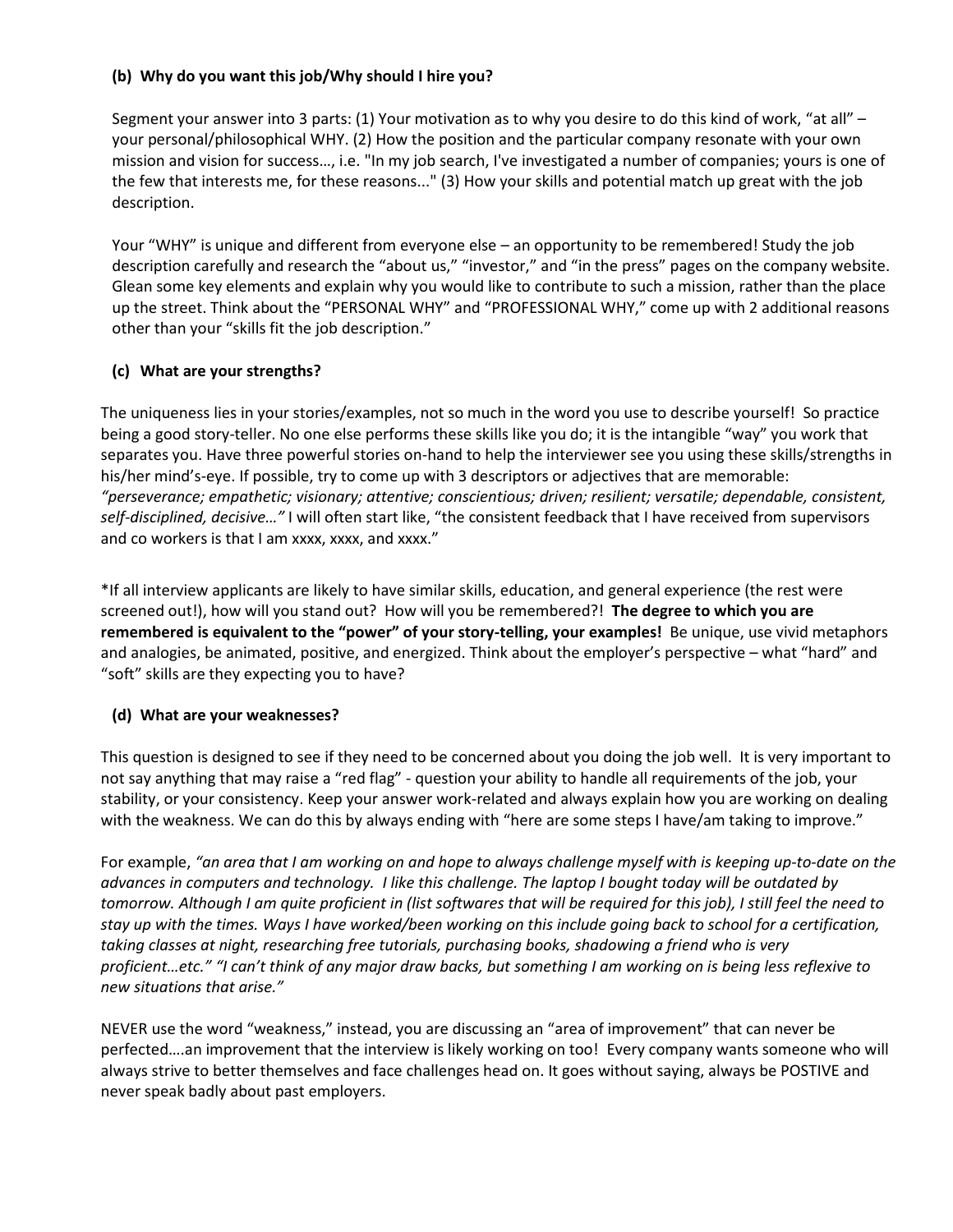### (b) Why do you want this job/Why should I hire you?

Segment your answer into 3 parts: (1) Your motivation as to why you desire to do this kind of work, "at all" – your personal/philosophical WHY. (2) How the position and the particular company resonate with your own mission and vision for success…, i.e. "In my job search, I've investigated a number of companies; yours is one of the few that interests me, for these reasons..." (3) How your skills and potential match up great with the job description.

Your "WHY" is unique and different from everyone else – an opportunity to be remembered! Study the job description carefully and research the "about us," "investor," and "in the press" pages on the company website. Glean some key elements and explain why you would like to contribute to such a mission, rather than the place up the street. Think about the "PERSONAL WHY" and "PROFESSIONAL WHY," come up with 2 additional reasons other than your "skills fit the job description."

### (c) What are your strengths?

The uniqueness lies in your stories/examples, not so much in the word you use to describe yourself! So practice being a good story-teller. No one else performs these skills like you do; it is the intangible "way" you work that separates you. Have three powerful stories on-hand to help the interviewer see you using these skills/strengths in his/her mind's-eye. If possible, try to come up with 3 descriptors or adjectives that are memorable: *"perseverance; empathetic; visionary; attentive; conscientious; driven; resilient; versatile; dependable, consistent, self-disciplined, decisive…"* I will often start like, "the consistent feedback that I have received from supervisors and co workers is that I am xxxx, xxxx, and xxxx."

*If all interview applicants are likely to have similar skills, education, and general experience (the rest were screened out!), how will you stand out? How will you be remembered?! **The degree to which you are remembered is equivalent to the "power" of your story-telling, your examples!** Be unique, use vivid metaphors and analogies, be animated, positive, and energized. Think about the employer's perspective – what "hard" and "soft" skills are they expecting you to have?

### (d) What are your weaknesses?

This question is designed to see if they need to be concerned about you doing the job well. It is very important to not say anything that may raise a "red flag" - question your ability to handle all requirements of the job, your stability, or your consistency. Keep your answer work-related and always explain how you are working on dealing with the weakness. We can do this by always ending with "here are some steps I have/am taking to improve."

For example, *"an area that I am working on and hope to always challenge myself with is keeping up-to-date on the advances in computers and technology. I like this challenge. The laptop I bought today will be outdated by tomorrow. Although I am quite proficient in (list softwares that will be required for this job), I still feel the need to stay up with the times. Ways I have worked/been working on this include going back to school for a certification, taking classes at night, researching free tutorials, purchasing books, shadowing a friend who is very proficient…etc." "I can't think of any major draw backs, but something I am working on is being less reflexive to new situations that arise."*

NEVER use the word "weakness," instead, you are discussing an "area of improvement" that can never be perfected….an improvement that the interview is likely working on too! Every company wants someone who will always strive to better themselves and face challenges head on. It goes without saying, always be POSTIVE and never speak badly about past employers.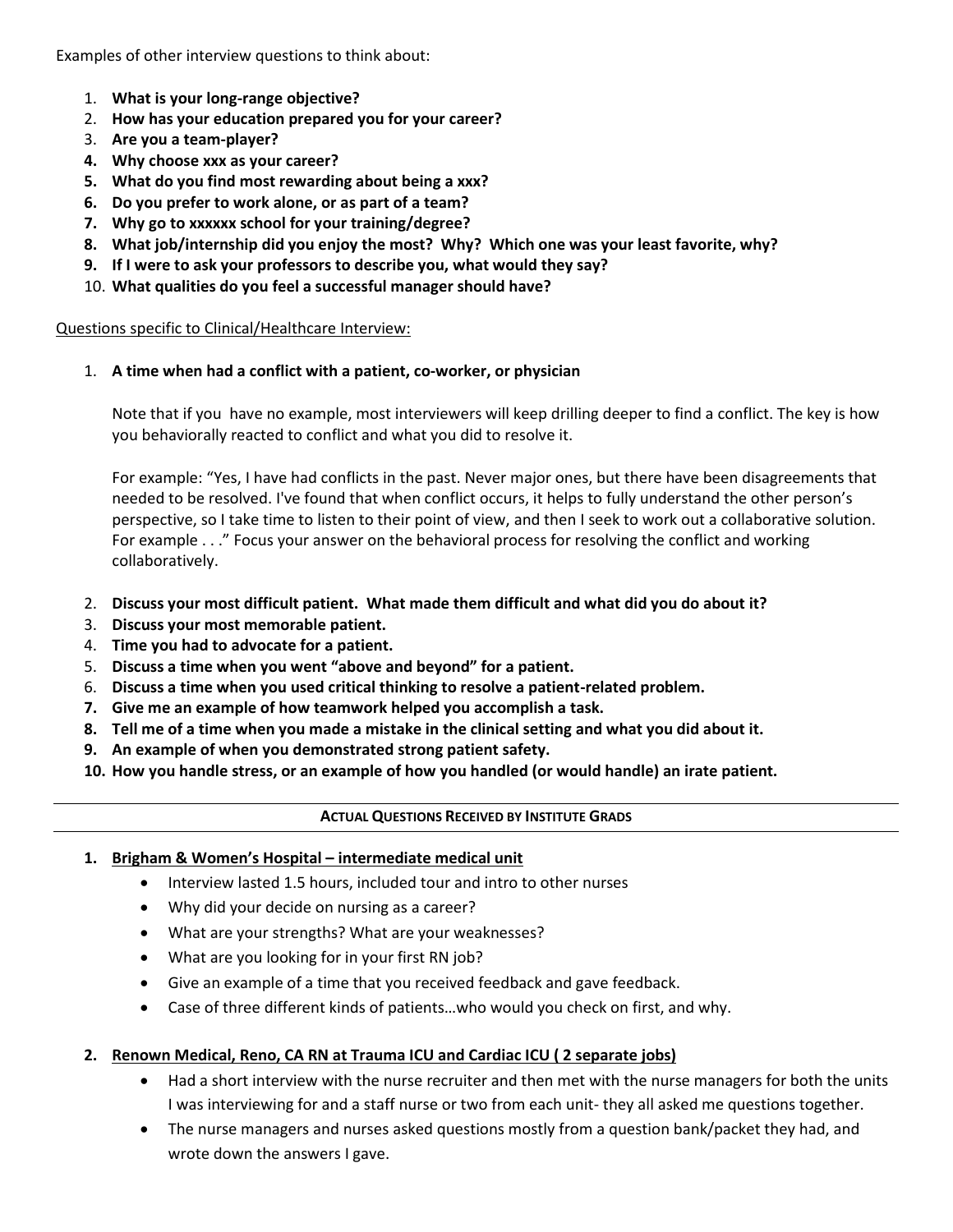Examples of other interview questions to think about:

1. **What is your long-range objective?**
2. **How has your education prepared you for your career?**
3. **Are you a team-player?**
4. **Why choose xxx as your career?**
5. **What do you find most rewarding about being a xxx?**
6. **Do you prefer to work alone, or as part of a team?**
7. **Why go to xxxxxx school for your training/degree?**
8. **What job/internship did you enjoy the most? Why? Which one was your least favorite, why?**
9. **If I were to ask your professors to describe you, what would they say?**
10. **What qualities do you feel a successful manager should have?**

<u>Questions specific to Clinical/Healthcare Interview:</u>

1. **A time when had a conflict with a patient, co-worker, or physician**

   Note that if you have no example, most interviewers will keep drilling deeper to find a conflict. The key is how you behaviorally reacted to conflict and what you did to resolve it.

   For example: "Yes, I have had conflicts in the past. Never major ones, but there have been disagreements that needed to be resolved. I've found that when conflict occurs, it helps to fully understand the other person's perspective, so I take time to listen to their point of view, and then I seek to work out a collaborative solution. For example . . ." Focus your answer on the behavioral process for resolving the conflict and working collaboratively.

2. **Discuss your most difficult patient. What made them difficult and what did you do about it?**
3. **Discuss your most memorable patient.**
4. **Time you had to advocate for a patient.**
5. **Discuss a time when you went "above and beyond" for a patient.**
6. **Discuss a time when you used critical thinking to resolve a patient-related problem.**
7. **Give me an example of how teamwork helped you accomplish a task.**
8. **Tell me of a time when you made a mistake in the clinical setting and what you did about it.**
9. **An example of when you demonstrated strong patient safety.**
10. **How you handle stress, or an example of how you handled (or would handle) an irate patient.**

---

## ACTUAL QUESTIONS RECEIVED BY INSTITUTE GRADS

---

1. **<u>Brigham & Women's Hospital – intermediate medical unit</u>**
   - Interview lasted 1.5 hours, included tour and intro to other nurses
   - Why did your decide on nursing as a career?
   - What are your strengths? What are your weaknesses?
   - What are you looking for in your first RN job?
   - Give an example of a time that you received feedback and gave feedback.
   - Case of three different kinds of patients…who would you check on first, and why.

2. **<u>Renown Medical, Reno, CA RN at Trauma ICU and Cardiac ICU ( 2 separate jobs)</u>**
   - Had a short interview with the nurse recruiter and then met with the nurse managers for both the units I was interviewing for and a staff nurse or two from each unit- they all asked me questions together.
   - The nurse managers and nurses asked questions mostly from a question bank/packet they had, and wrote down the answers I gave.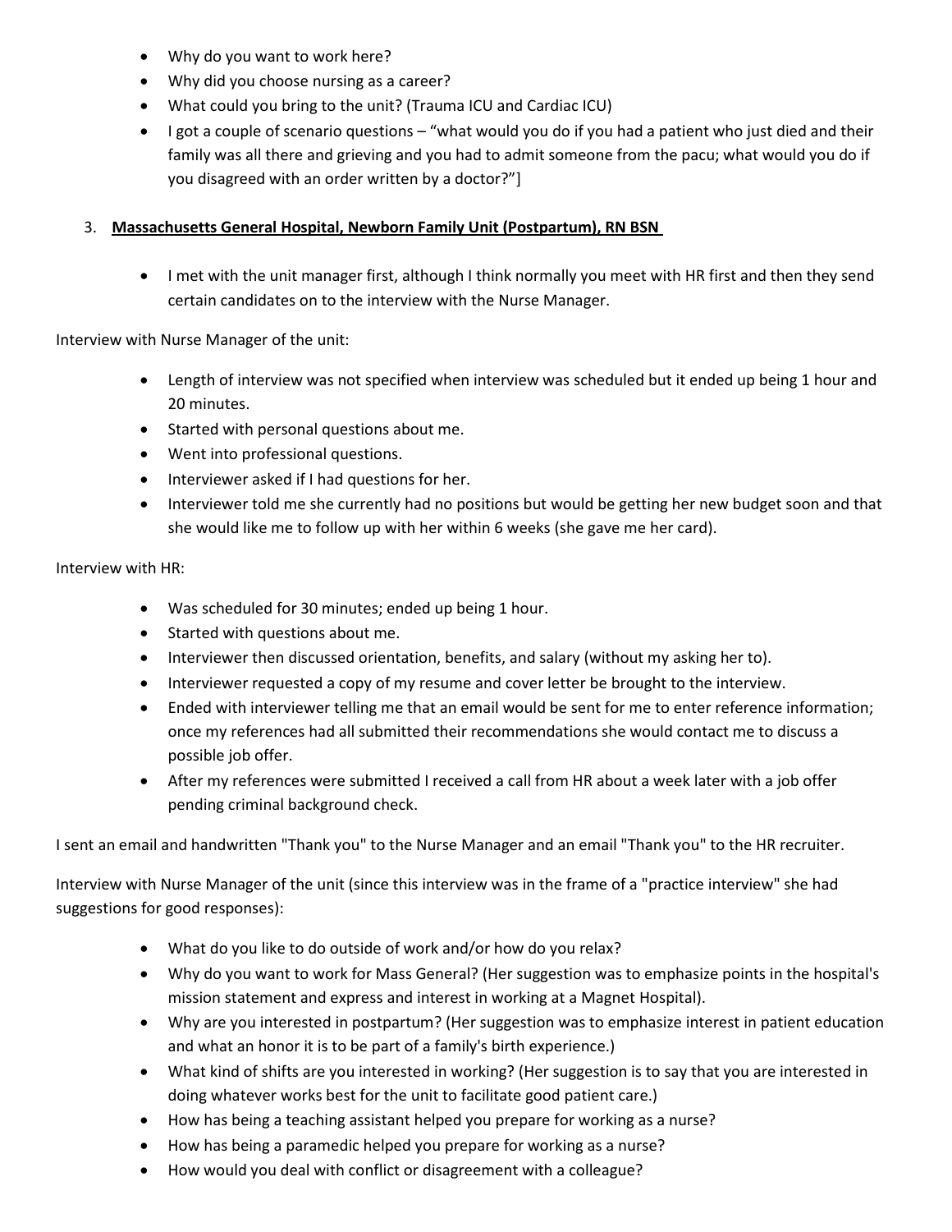- Why do you want to work here?
- Why did you choose nursing as a career?
- What could you bring to the unit? (Trauma ICU and Cardiac ICU)
- I got a couple of scenario questions – "what would you do if you had a patient who just died and their family was all there and grieving and you had to admit someone from the pacu; what would you do if you disagreed with an order written by a doctor?"]

3. **Massachusetts General Hospital, Newborn Family Unit (Postpartum), RN BSN**

    - I met with the unit manager first, although I think normally you meet with HR first and then they send certain candidates on to the interview with the Nurse Manager.

Interview with Nurse Manager of the unit:

- Length of interview was not specified when interview was scheduled but it ended up being 1 hour and 20 minutes.
- Started with personal questions about me.
- Went into professional questions.
- Interviewer asked if I had questions for her.
- Interviewer told me she currently had no positions but would be getting her new budget soon and that she would like me to follow up with her within 6 weeks (she gave me her card).

Interview with HR:

- Was scheduled for 30 minutes; ended up being 1 hour.
- Started with questions about me.
- Interviewer then discussed orientation, benefits, and salary (without my asking her to).
- Interviewer requested a copy of my resume and cover letter be brought to the interview.
- Ended with interviewer telling me that an email would be sent for me to enter reference information; once my references had all submitted their recommendations she would contact me to discuss a possible job offer.
- After my references were submitted I received a call from HR about a week later with a job offer pending criminal background check.

I sent an email and handwritten "Thank you" to the Nurse Manager and an email "Thank you" to the HR recruiter.

Interview with Nurse Manager of the unit (since this interview was in the frame of a "practice interview" she had suggestions for good responses):

- What do you like to do outside of work and/or how do you relax?
- Why do you want to work for Mass General? (Her suggestion was to emphasize points in the hospital's mission statement and express and interest in working at a Magnet Hospital).
- Why are you interested in postpartum? (Her suggestion was to emphasize interest in patient education and what an honor it is to be part of a family's birth experience.)
- What kind of shifts are you interested in working? (Her suggestion is to say that you are interested in doing whatever works best for the unit to facilitate good patient care.)
- How has being a teaching assistant helped you prepare for working as a nurse?
- How has being a paramedic helped you prepare for working as a nurse?
- How would you deal with conflict or disagreement with a colleague?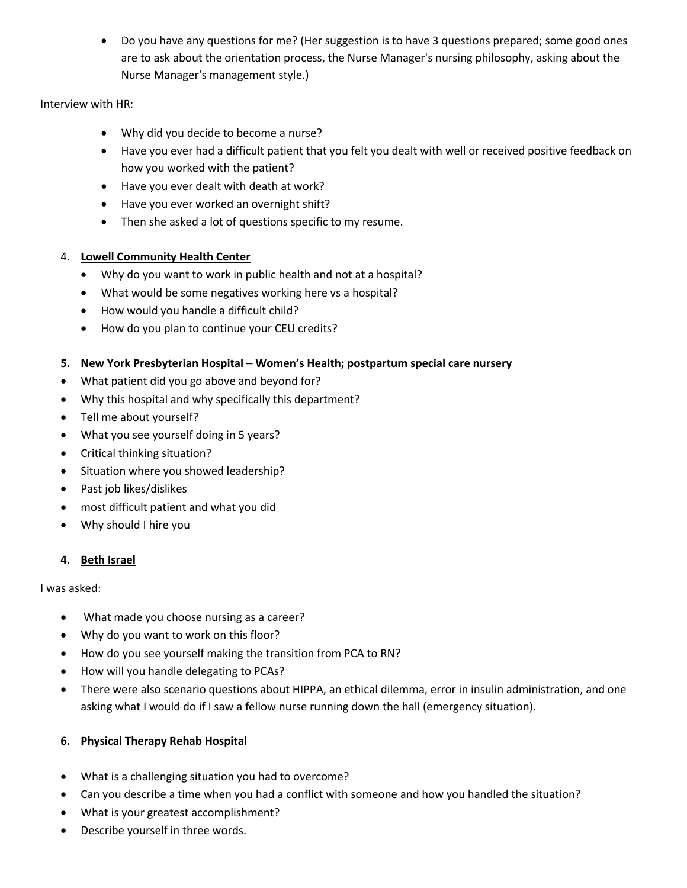- Do you have any questions for me? (Her suggestion is to have 3 questions prepared; some good ones are to ask about the orientation process, the Nurse Manager's nursing philosophy, asking about the Nurse Manager's management style.)

Interview with HR:

- Why did you decide to become a nurse?
- Have you ever had a difficult patient that you felt you dealt with well or received positive feedback on how you worked with the patient?
- Have you ever dealt with death at work?
- Have you ever worked an overnight shift?
- Then she asked a lot of questions specific to my resume.

4. **Lowell Community Health Center**
   - Why do you want to work in public health and not at a hospital?
   - What would be some negatives working here vs a hospital?
   - How would you handle a difficult child?
   - How do you plan to continue your CEU credits?

5. **New York Presbyterian Hospital – Women's Health; postpartum special care nursery**

- What patient did you go above and beyond for?
- Why this hospital and why specifically this department?
- Tell me about yourself?
- What you see yourself doing in 5 years?
- Critical thinking situation?
- Situation where you showed leadership?
- Past job likes/dislikes
- most difficult patient and what you did
- Why should I hire you

4. **Beth Israel**

I was asked:

- What made you choose nursing as a career?
- Why do you want to work on this floor?
- How do you see yourself making the transition from PCA to RN?
- How will you handle delegating to PCAs?
- There were also scenario questions about HIPPA, an ethical dilemma, error in insulin administration, and one asking what I would do if I saw a fellow nurse running down the hall (emergency situation).

6. **Physical Therapy Rehab Hospital**

- What is a challenging situation you had to overcome?
- Can you describe a time when you had a conflict with someone and how you handled the situation?
- What is your greatest accomplishment?
- Describe yourself in three words.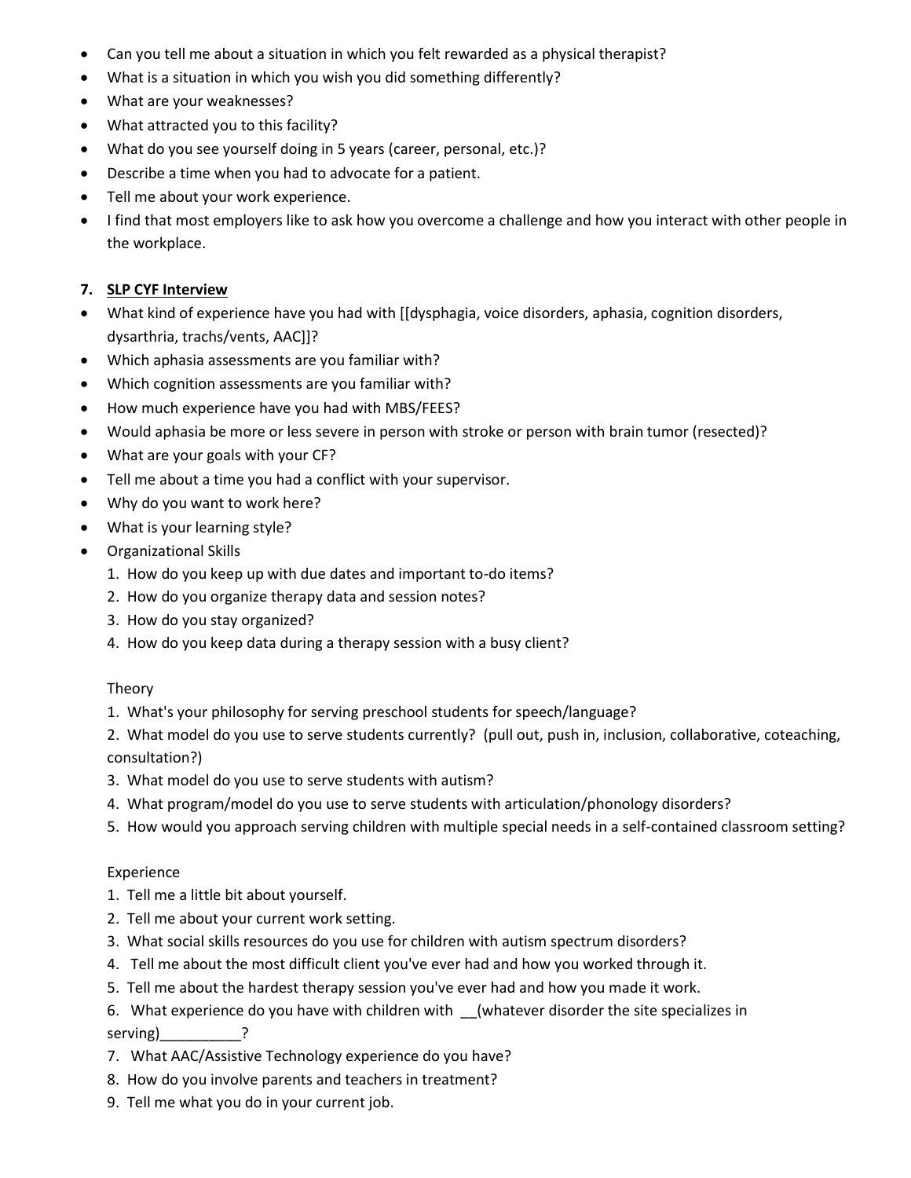- Can you tell me about a situation in which you felt rewarded as a physical therapist?
- What is a situation in which you wish you did something differently?
- What are your weaknesses?
- What attracted you to this facility?
- What do you see yourself doing in 5 years (career, personal, etc.)?
- Describe a time when you had to advocate for a patient.
- Tell me about your work experience.
- I find that most employers like to ask how you overcome a challenge and how you interact with other people in the workplace.

7. **<u>SLP CYF Interview</u>**

- What kind of experience have you had with [[dysphagia, voice disorders, aphasia, cognition disorders, dysarthria, trachs/vents, AAC]]?
- Which aphasia assessments are you familiar with?
- Which cognition assessments are you familiar with?
- How much experience have you had with MBS/FEES?
- Would aphasia be more or less severe in person with stroke or person with brain tumor (resected)?
- What are your goals with your CF?
- Tell me about a time you had a conflict with your supervisor.
- Why do you want to work here?
- What is your learning style?
- Organizational Skills
  1. How do you keep up with due dates and important to-do items?
  2. How do you organize therapy data and session notes?
  3. How do you stay organized?
  4. How do you keep data during a therapy session with a busy client?

  Theory
  1. What's your philosophy for serving preschool students for speech/language?
  2. What model do you use to serve students currently? (pull out, push in, inclusion, collaborative, coteaching, consultation?)
  3. What model do you use to serve students with autism?
  4. What program/model do you use to serve students with articulation/phonology disorders?
  5. How would you approach serving children with multiple special needs in a self-contained classroom setting?

  Experience
  1. Tell me a little bit about yourself.
  2. Tell me about your current work setting.
  3. What social skills resources do you use for children with autism spectrum disorders?
  4. Tell me about the most difficult client you've ever had and how you worked through it.
  5. Tell me about the hardest therapy session you've ever had and how you made it work.
  6. What experience do you have with children with __(whatever disorder the site specializes in serving)__________?
  7. What AAC/Assistive Technology experience do you have?
  8. How do you involve parents and teachers in treatment?
  9. Tell me what you do in your current job.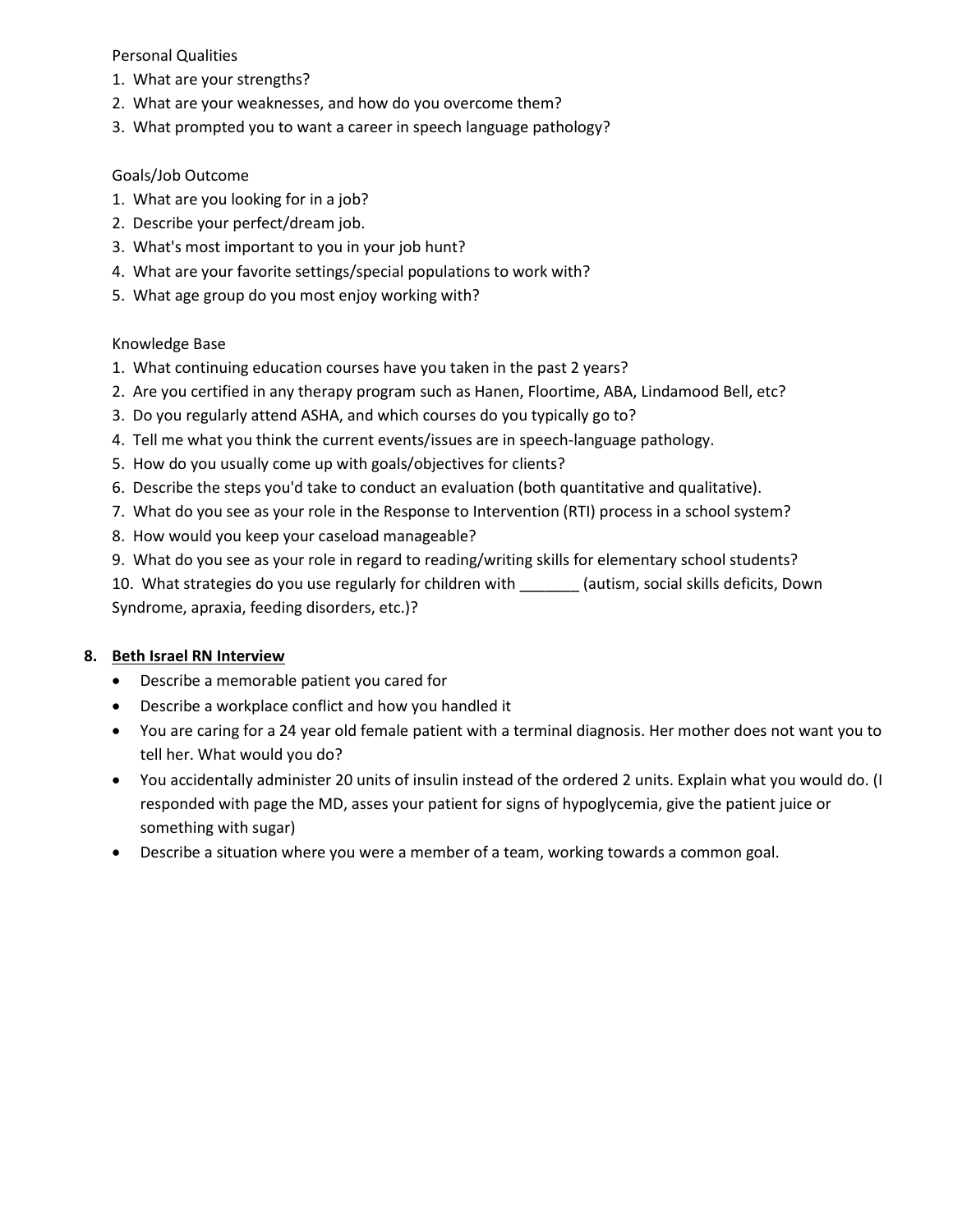Personal Qualities

1. What are your strengths?
2. What are your weaknesses, and how do you overcome them?
3. What prompted you to want a career in speech language pathology?

Goals/Job Outcome

1. What are you looking for in a job?
2. Describe your perfect/dream job.
3. What's most important to you in your job hunt?
4. What are your favorite settings/special populations to work with?
5. What age group do you most enjoy working with?

Knowledge Base

1. What continuing education courses have you taken in the past 2 years?
2. Are you certified in any therapy program such as Hanen, Floortime, ABA, Lindamood Bell, etc?
3. Do you regularly attend ASHA, and which courses do you typically go to?
4. Tell me what you think the current events/issues are in speech-language pathology.
5. How do you usually come up with goals/objectives for clients?
6. Describe the steps you'd take to conduct an evaluation (both quantitative and qualitative).
7. What do you see as your role in the Response to Intervention (RTI) process in a school system?
8. How would you keep your caseload manageable?
9. What do you see as your role in regard to reading/writing skills for elementary school students?
10. What strategies do you use regularly for children with _______ (autism, social skills deficits, Down Syndrome, apraxia, feeding disorders, etc.)?

## 8. **Beth Israel RN Interview**

- Describe a memorable patient you cared for
- Describe a workplace conflict and how you handled it
- You are caring for a 24 year old female patient with a terminal diagnosis. Her mother does not want you to tell her. What would you do?
- You accidentally administer 20 units of insulin instead of the ordered 2 units. Explain what you would do. (I responded with page the MD, asses your patient for signs of hypoglycemia, give the patient juice or something with sugar)
- Describe a situation where you were a member of a team, working towards a common goal.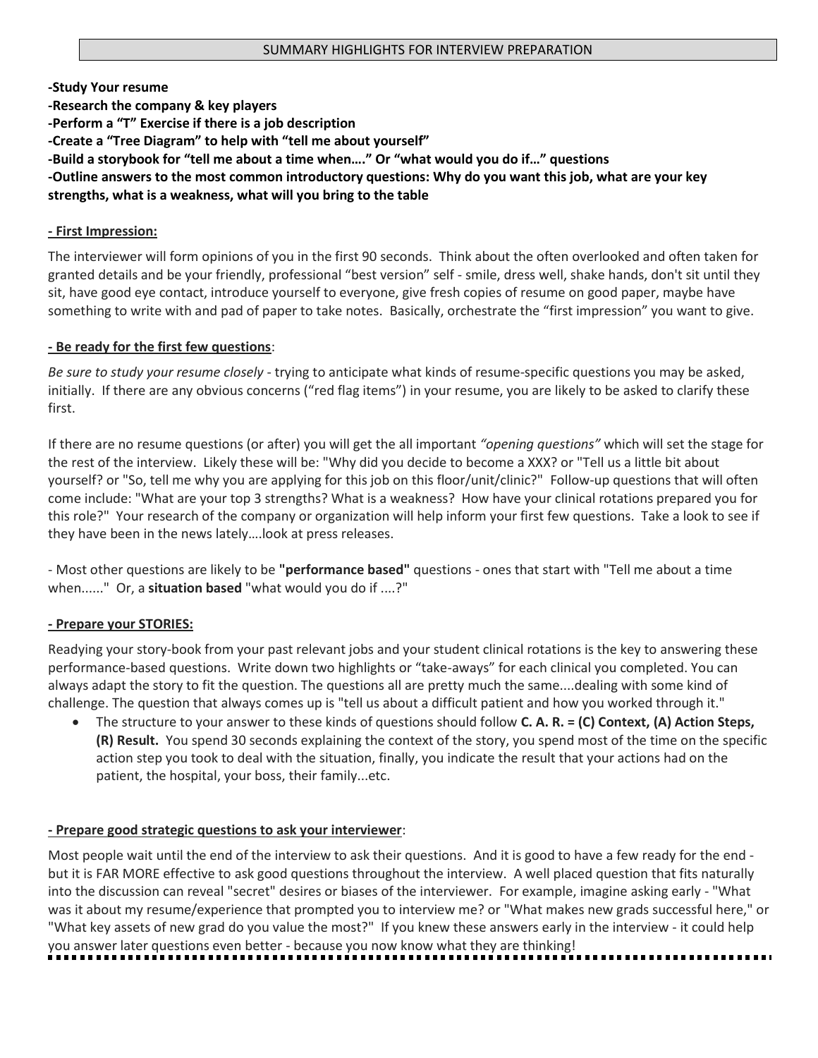## SUMMARY HIGHLIGHTS FOR INTERVIEW PREPARATION

**-Study Your resume**
**-Research the company & key players**
**-Perform a "T" Exercise if there is a job description**
**-Create a "Tree Diagram" to help with "tell me about yourself"**
**-Build a storybook for "tell me about a time when…." Or "what would you do if…" questions**
**-Outline answers to the most common introductory questions: Why do you want this job, what are your key strengths, what is a weakness, what will you bring to the table**

**- First Impression:**

The interviewer will form opinions of you in the first 90 seconds. Think about the often overlooked and often taken for granted details and be your friendly, professional "best version" self - smile, dress well, shake hands, don't sit until they sit, have good eye contact, introduce yourself to everyone, give fresh copies of resume on good paper, maybe have something to write with and pad of paper to take notes. Basically, orchestrate the "first impression" you want to give.

**- Be ready for the first few questions**:

*Be sure to study your resume closely* - trying to anticipate what kinds of resume-specific questions you may be asked, initially. If there are any obvious concerns ("red flag items") in your resume, you are likely to be asked to clarify these first.

If there are no resume questions (or after) you will get the all important *"opening questions"* which will set the stage for the rest of the interview. Likely these will be: "Why did you decide to become a XXX? or "Tell us a little bit about yourself? or "So, tell me why you are applying for this job on this floor/unit/clinic?" Follow-up questions that will often come include: "What are your top 3 strengths? What is a weakness? How have your clinical rotations prepared you for this role?" Your research of the company or organization will help inform your first few questions. Take a look to see if they have been in the news lately….look at press releases.

- Most other questions are likely to be **"performance based"** questions - ones that start with "Tell me about a time when......" Or, a **situation based** "what would you do if ....?"

**- Prepare your STORIES:**

Readying your story-book from your past relevant jobs and your student clinical rotations is the key to answering these performance-based questions. Write down two highlights or "take-aways" for each clinical you completed. You can always adapt the story to fit the question. The questions all are pretty much the same....dealing with some kind of challenge. The question that always comes up is "tell us about a difficult patient and how you worked through it."

- The structure to your answer to these kinds of questions should follow **C. A. R. = (C) Context, (A) Action Steps, (R) Result.** You spend 30 seconds explaining the context of the story, you spend most of the time on the specific action step you took to deal with the situation, finally, you indicate the result that your actions had on the patient, the hospital, your boss, their family...etc.

**- Prepare good strategic questions to ask your interviewer**:

Most people wait until the end of the interview to ask their questions. And it is good to have a few ready for the end - but it is FAR MORE effective to ask good questions throughout the interview. A well placed question that fits naturally into the discussion can reveal "secret" desires or biases of the interviewer. For example, imagine asking early - "What was it about my resume/experience that prompted you to interview me? or "What makes new grads successful here," or "What key assets of new grad do you value the most?" If you knew these answers early in the interview - it could help you answer later questions even better - because you now know what they are thinking!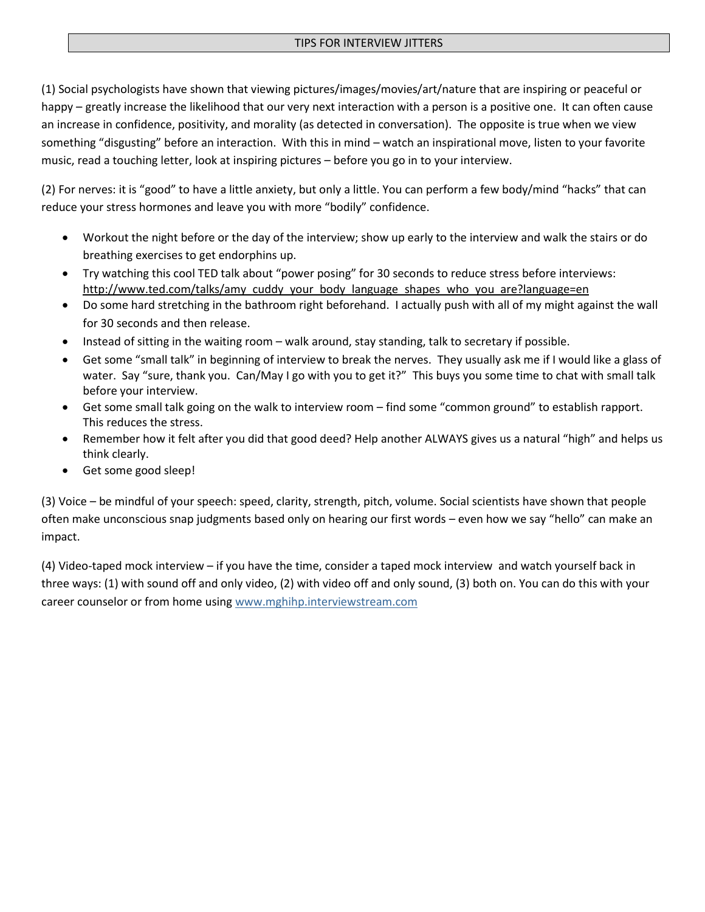## TIPS FOR INTERVIEW JITTERS

(1) Social psychologists have shown that viewing pictures/images/movies/art/nature that are inspiring or peaceful or happy – greatly increase the likelihood that our very next interaction with a person is a positive one. It can often cause an increase in confidence, positivity, and morality (as detected in conversation). The opposite is true when we view something "disgusting" before an interaction. With this in mind – watch an inspirational move, listen to your favorite music, read a touching letter, look at inspiring pictures – before you go in to your interview.

(2) For nerves: it is "good" to have a little anxiety, but only a little. You can perform a few body/mind "hacks" that can reduce your stress hormones and leave you with more "bodily" confidence.

- Workout the night before or the day of the interview; show up early to the interview and walk the stairs or do breathing exercises to get endorphins up.
- Try watching this cool TED talk about "power posing" for 30 seconds to reduce stress before interviews: http://www.ted.com/talks/amy_cuddy_your_body_language_shapes_who_you_are?language=en
- Do some hard stretching in the bathroom right beforehand. I actually push with all of my might against the wall for 30 seconds and then release.
- Instead of sitting in the waiting room – walk around, stay standing, talk to secretary if possible.
- Get some "small talk" in beginning of interview to break the nerves. They usually ask me if I would like a glass of water. Say "sure, thank you. Can/May I go with you to get it?" This buys you some time to chat with small talk before your interview.
- Get some small talk going on the walk to interview room – find some "common ground" to establish rapport. This reduces the stress.
- Remember how it felt after you did that good deed? Help another ALWAYS gives us a natural "high" and helps us think clearly.
- Get some good sleep!

(3) Voice – be mindful of your speech: speed, clarity, strength, pitch, volume. Social scientists have shown that people often make unconscious snap judgments based only on hearing our first words – even how we say "hello" can make an impact.

(4) Video-taped mock interview – if you have the time, consider a taped mock interview and watch yourself back in three ways: (1) with sound off and only video, (2) with video off and only sound, (3) both on. You can do this with your career counselor or from home using www.mghihp.interviewstream.com